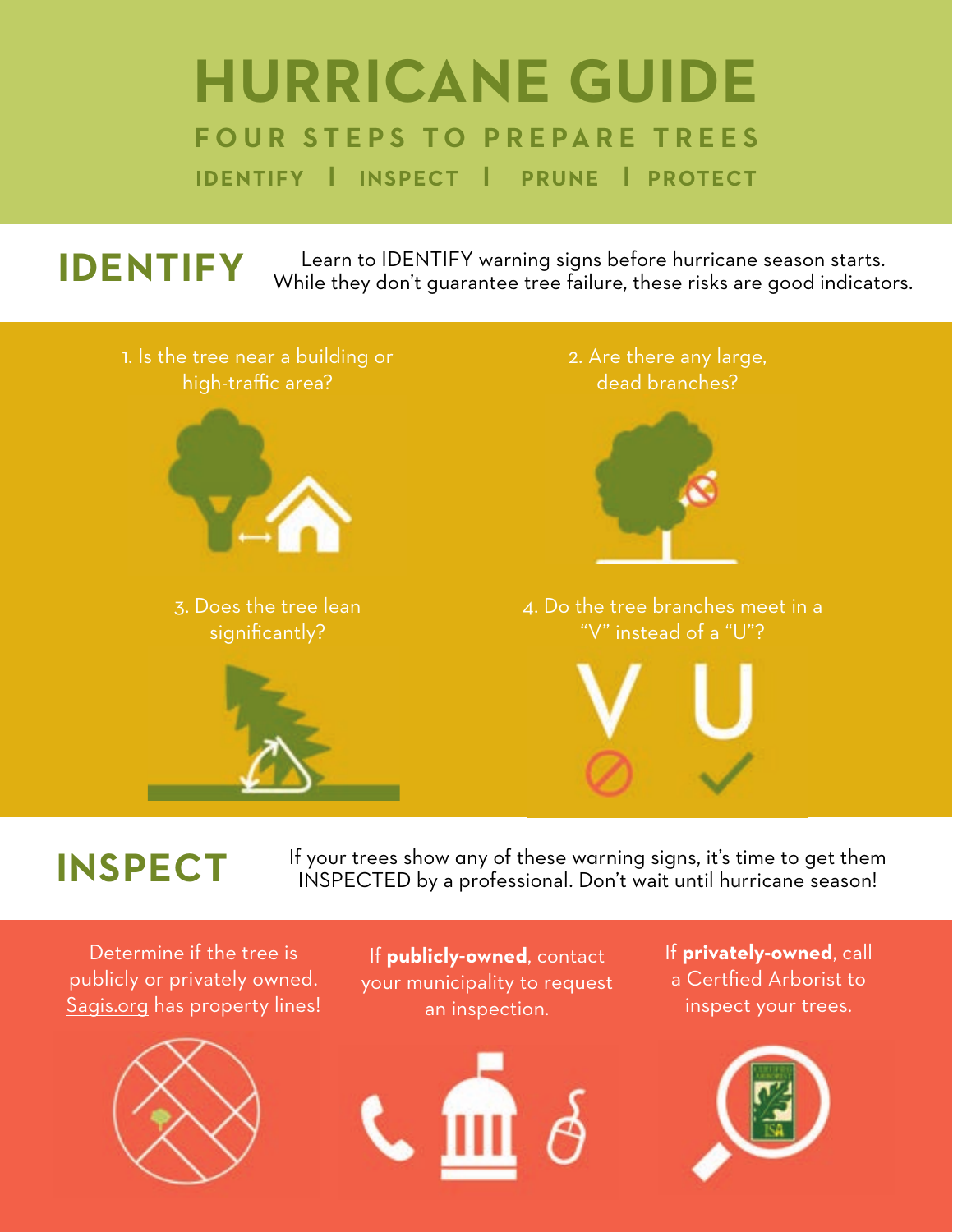# HURRICANE GUIDE

## FOUR STEPS TO PREPARE TREES

IDENTIFY | INSPECT | PRUNE | PROTECT

## IDENTIFY

Learn to IDENTIFY warning signs before hurricane season starts. While they don't guarantee tree failure, these risks are good indicators.

1. Is the tree near a building or high-traffic area?

2. Are there any large, dead branches?

3. Does the tree lean significantly?

4. Do the tree branches meet in a "V" instead of a "U"?

V U

## INSPECT

If your trees show any of these warning signs, it's time to get them INSPECTED by a professional. Don't wait until hurricane season!

Determine if the tree is publicly or privately owned. Sagis.org has property lines!

If **publicly-owned**, contact your municipality to request an inspection.

If **privately-owned**, call a Certfied Arborist to inspect your trees.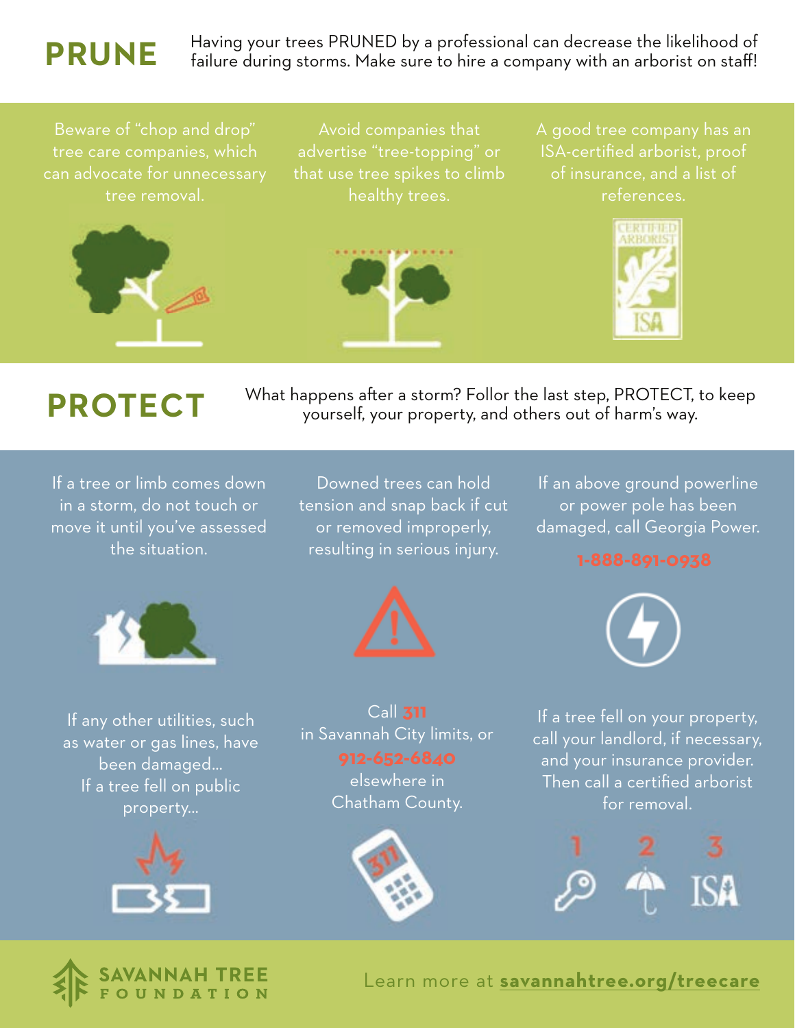## PRUNE

Having your trees PRUNED by a professional can decrease the likelihood of failure during storms. Make sure to hire a company with an arborist on staff!

Beware of "chop and drop" tree care companies, which can advocate for unnecessary tree removal.

Avoid companies that advertise "tree-topping" or that use tree spikes to climb healthy trees.

A good tree company has an ISA-certified arborist, proof of insurance, and a list of references.

## PROTECT

What happens after a storm? Follor the last step, PROTECT, to keep yourself, your property, and others out of harm's way.

If a tree or limb comes down in a storm, do not touch or move it until you've assessed the situation.

Downed trees can hold tension and snap back if cut or removed improperly, resulting in serious injury.

If an above ground powerline or power pole has been damaged, call Georgia Power.

**1-888-891-0938**

If any other utilities, such as water or gas lines, have been damaged...
If a tree fell on public property...

Call **311** in Savannah City limits, or **912-652-6840** elsewhere in Chatham County.

If a tree fell on your property, call your landlord, if necessary, and your insurance provider. Then call a certified arborist for removal.

SAVANNAH TREE FOUNDATION

Learn more at **savannahtree.org/treecare**